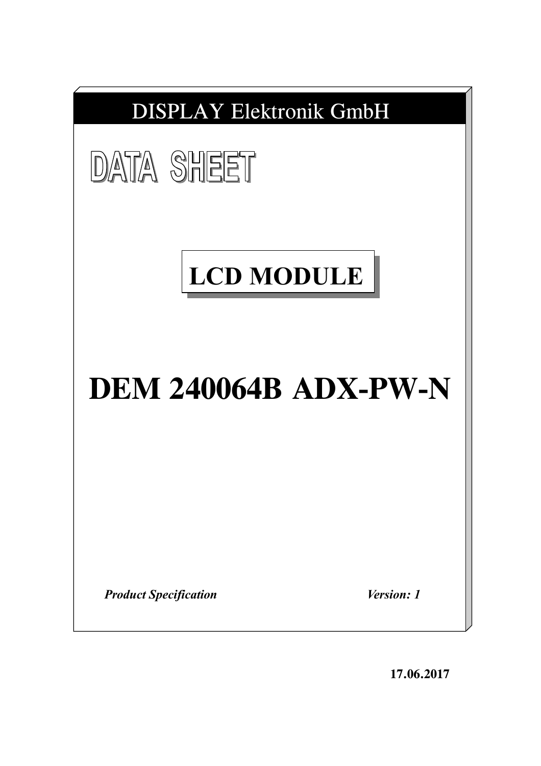DISPLAY Elektronik GmbH

# DATA SHEET

## LCD MODULE

# DEM 240064B ADX-PW-N

***Product Specification*** ***Version: 1***

**17.06.2017**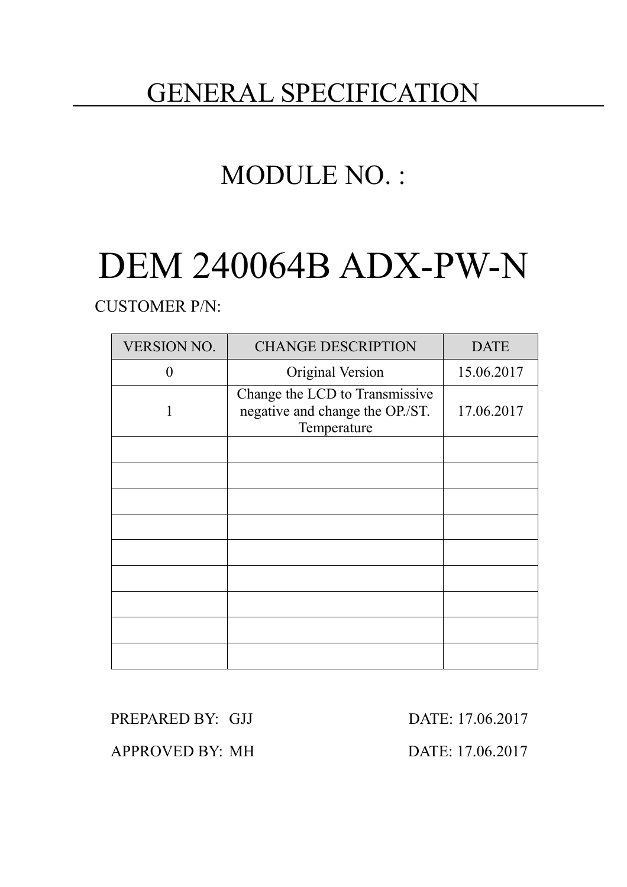# GENERAL SPECIFICATION

## MODULE NO. :

# DEM 240064B ADX-PW-N

CUSTOMER P/N:

| VERSION NO. | CHANGE DESCRIPTION | DATE |
|---|---|---|
| 0 | Original Version | 15.06.2017 |
| 1 | Change the LCD to Transmissive negative and change the OP./ST. Temperature | 17.06.2017 |
| | | |
| | | |
| | | |
| | | |
| | | |
| | | |
| | | |
| | | |
| | | |

PREPARED BY: GJJ DATE: 17.06.2017

APPROVED BY: MH DATE: 17.06.2017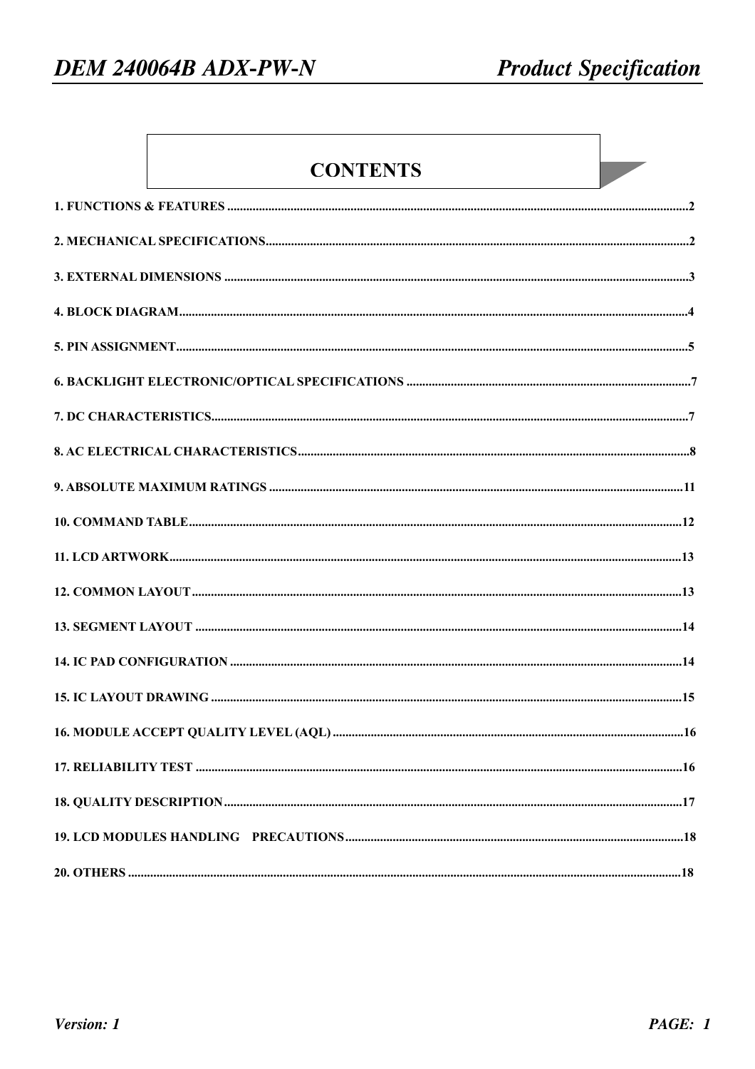# CONTENTS

1. FUNCTIONS & FEATURES ....................................................................................................2

2. MECHANICAL SPECIFICATIONS....................................................................................................2

3. EXTERNAL DIMENSIONS ....................................................................................................3

4. BLOCK DIAGRAM....................................................................................................4

5. PIN ASSIGNMENT....................................................................................................5

6. BACKLIGHT ELECTRONIC/OPTICAL SPECIFICATIONS ....................................................................................................7

7. DC CHARACTERISTICS....................................................................................................7

8. AC ELECTRICAL CHARACTERISTICS....................................................................................................8

9. ABSOLUTE MAXIMUM RATINGS ....................................................................................................11

10. COMMAND TABLE....................................................................................................12

11. LCD ARTWORK....................................................................................................13

12. COMMON LAYOUT....................................................................................................13

13. SEGMENT LAYOUT ....................................................................................................14

14. IC PAD CONFIGURATION ....................................................................................................14

15. IC LAYOUT DRAWING ....................................................................................................15

16. MODULE ACCEPT QUALITY LEVEL (AQL) ....................................................................................................16

17. RELIABILITY TEST ....................................................................................................16

18. QUALITY DESCRIPTION....................................................................................................17

19. LCD MODULES HANDLING PRECAUTIONS....................................................................................................18

20. OTHERS ....................................................................................................18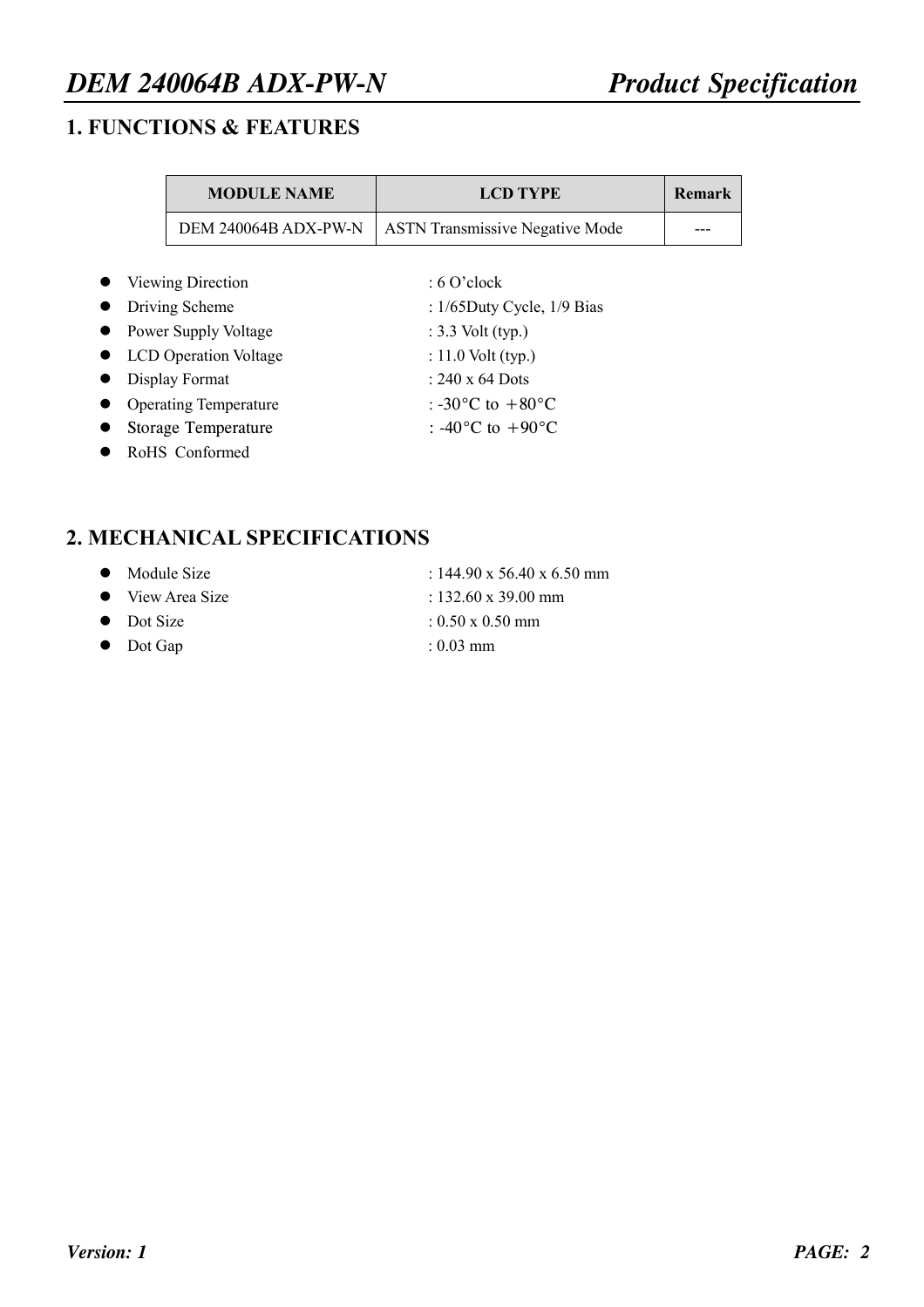## 1. FUNCTIONS & FEATURES

| MODULE NAME | LCD TYPE | Remark |
|---|---|---|
| DEM 240064B ADX-PW-N | ASTN Transmissive Negative Mode | --- |

- Viewing Direction : 6 O'clock
- Driving Scheme : 1/65Duty Cycle, 1/9 Bias
- Power Supply Voltage : 3.3 Volt (typ.)
- LCD Operation Voltage : 11.0 Volt (typ.)
- Display Format : 240 x 64 Dots
- Operating Temperature : -30°C to ＋80°C
- Storage Temperature : -40°C to ＋90°C
- RoHS Conformed

## 2. MECHANICAL SPECIFICATIONS

- Module Size : 144.90 x 56.40 x 6.50 mm
- View Area Size : 132.60 x 39.00 mm
- Dot Size : 0.50 x 0.50 mm
- Dot Gap : 0.03 mm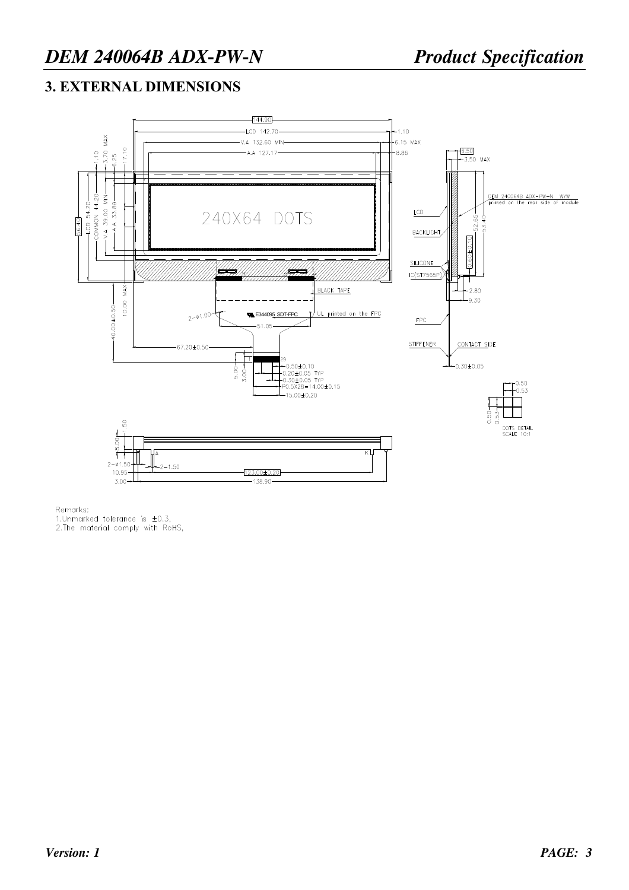## 3. EXTERNAL DIMENSIONS

Remarks:
1.Unmarked tolerance is ±0.3,
2.The material comply with RoHS,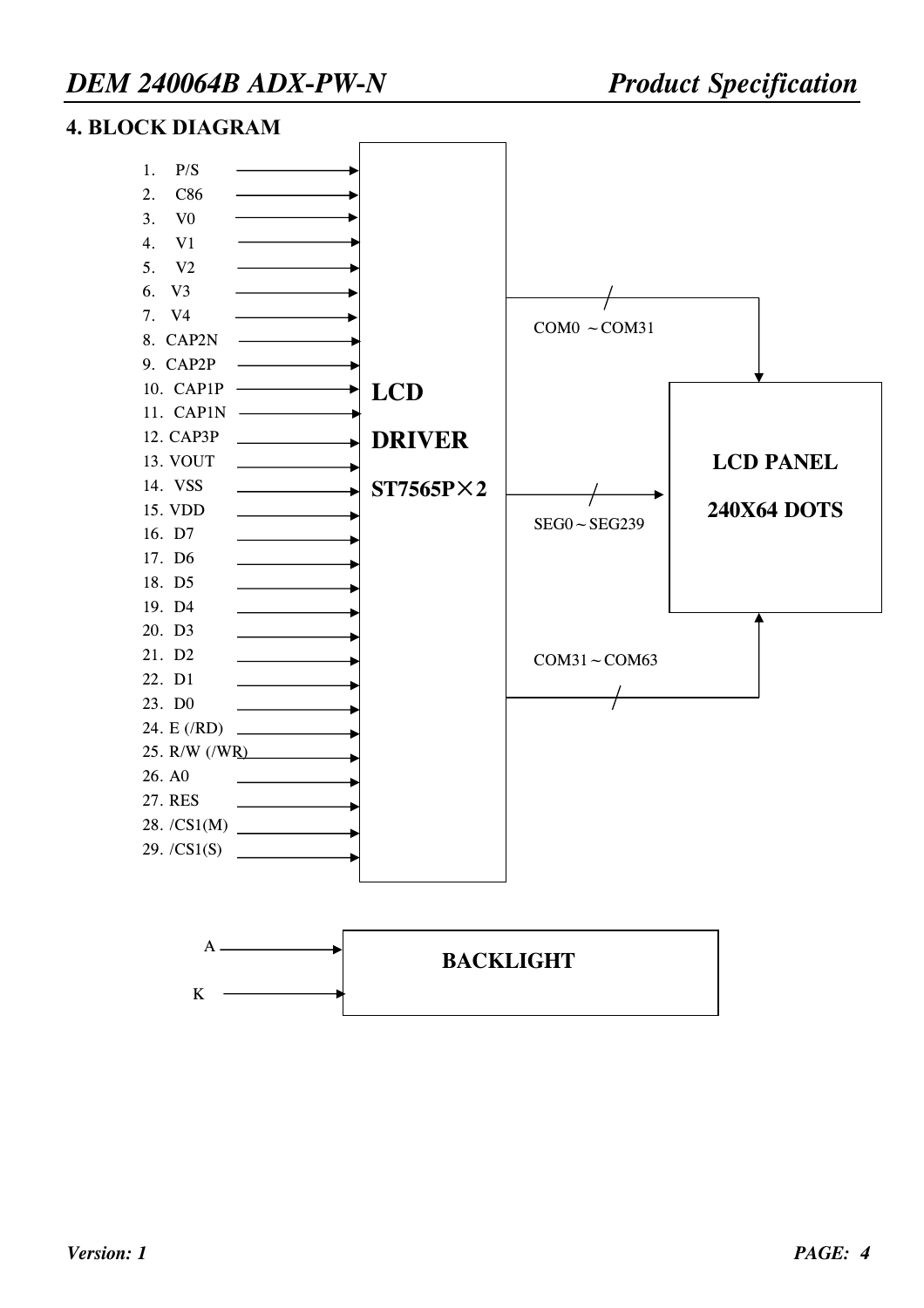## 4. BLOCK DIAGRAM

1. P/S
2. C86
3. V0
4. V1
5. V2
6. V3
7. V4
8. CAP2N
9. CAP2P
10. CAP1P
11. CAP1N
12. CAP3P
13. VOUT
14. VSS
15. VDD
16. D7
17. D6
18. D5
19. D4
20. D3
21. D2
22. D1
23. D0
24. E (/RD)
25. R/W (/WR)
26. A0
27. RES
28. /CS1(M)
29. /CS1(S)

**LCD DRIVER**

**ST7565P×2**

COM0 ～COM31

SEG0～SEG239

COM31～COM63

**LCD PANEL**

**240X64 DOTS**

A

K

**BACKLIGHT**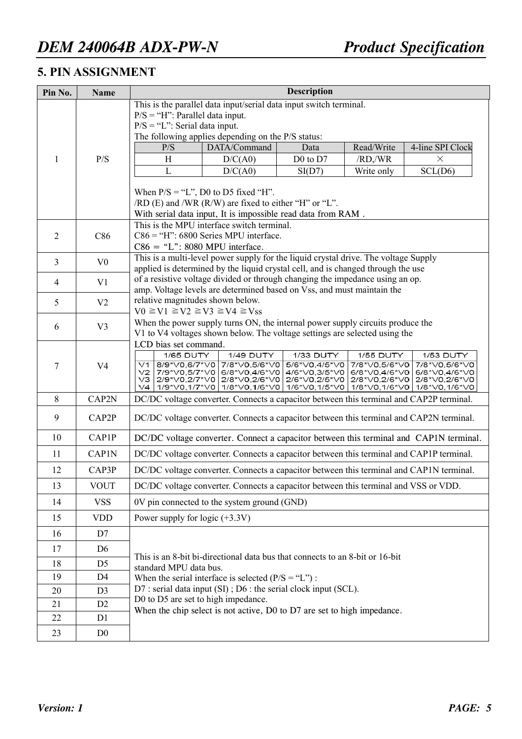## 5. PIN ASSIGNMENT

| Pin No. | Name | Description |
|---|---|---|
| 1 | P/S | This is the parallel data input/serial data input switch terminal.<br>P/S = "H": Parallel data input.<br>P/S = "L": Serial data input.<br>The following applies depending on the P/S status:<br>P/S: H — DATA/Command: D/C(A0); Data: D0 to D7; Read/Write: /RD,/WR; 4-line SPI Clock: ×<br>P/S: L — DATA/Command: D/C(A0); Data: SI(D7); Read/Write: Write only; 4-line SPI Clock: SCL(D6)<br>When P/S = "L", D0 to D5 fixed "H".<br>/RD (E) and /WR (R/W) are fixed to either "H" or "L".<br>With serial data input, It is impossible read data from RAM . |
| 2 | C86 | This is the MPU interface switch terminal.<br>C86 = "H": 6800 Series MPU interface.<br>C86 = "L": 8080 MPU interface. |
| 3 | V0 | This is a multi-level power supply for the liquid crystal drive. The voltage Supply applied is determined by the liquid crystal cell, and is changed through the use of a resistive voltage divided or through changing the impedance using an op. amp. Voltage levels are determined based on Vss, and must maintain the relative magnitudes shown below.<br>V0 ≧V1 ≧V2 ≧V3 ≧V4 ≧Vss<br>When the power supply turns ON, the internal power supply circuits produce the V1 to V4 voltages shown below. The voltage settings are selected using the LCD bias set command. |
| 4 | V1 | |
| 5 | V2 | |
| 6 | V3 | |
| 7 | V4 | |
| 8 | CAP2N | DC/DC voltage converter. Connects a capacitor between this terminal and CAP2P terminal. |
| 9 | CAP2P | DC/DC voltage converter. Connects a capacitor between this terminal and CAP2N terminal. |
| 10 | CAP1P | DC/DC voltage converter. Connect a capacitor between this terminal and CAP1N terminal. |
| 11 | CAP1N | DC/DC voltage converter. Connects a capacitor between this terminal and CAP1P terminal. |
| 12 | CAP3P | DC/DC voltage converter. Connects a capacitor between this terminal and CAP1N terminal. |
| 13 | VOUT | DC/DC voltage converter. Connects a capacitor between this terminal and VSS or VDD. |
| 14 | VSS | 0V pin connected to the system ground (GND) |
| 15 | VDD | Power supply for logic (+3.3V) |
| 16 | D7 | This is an 8-bit bi-directional data bus that connects to an 8-bit or 16-bit standard MPU data bus.<br>When the serial interface is selected (P/S = "L") :<br>D7 : serial data input (SI) ; D6 : the serial clock input (SCL).<br>D0 to D5 are set to high impedance.<br>When the chip select is not active, D0 to D7 are set to high impedance. |
| 17 | D6 | |
| 18 | D5 | |
| 19 | D4 | |
| 20 | D3 | |
| 21 | D2 | |
| 22 | D1 | |
| 23 | D0 | |

P/S status table (Pin 1):

| P/S | DATA/Command | Data | Read/Write | 4-line SPI Clock |
|---|---|---|---|---|
| H | D/C(A0) | D0 to D7 | /RD,/WR | × |
| L | D/C(A0) | SI(D7) | Write only | SCL(D6) |

LCD bias table (Pins 3–7):

| | 1/65 DUTY | 1/49 DUTY | 1/33 DUTY | 1/55 DUTY | 1/53 DUTY |
|---|---|---|---|---|---|
| V1 | 8/9*V0,6/7*V0 | 7/8*V0,5/6*V0 | 5/6*V0,4/5*V0 | 7/8*V0,5/6*V0 | 7/8*V0,5/6*V0 |
| V2 | 7/9*V0,5/7*V0 | 6/8*V0,4/6*V0 | 4/6*V0,3/5*V0 | 6/8*V0,4/6*V0 | 6/8*V0,4/6*V0 |
| V3 | 2/9*V0,2/7*V0 | 2/8*V0,2/6*V0 | 2/6*V0,2/5*V0 | 2/8*V0,2/6*V0 | 2/8*V0,2/6*V0 |
| V4 | 1/9*V0,1/7*V0 | 1/8*V0,1/6*V0 | 1/6*V0,1/5*V0 | 1/8*V0,1/6*V0 | 1/8*V0,1/6*V0 |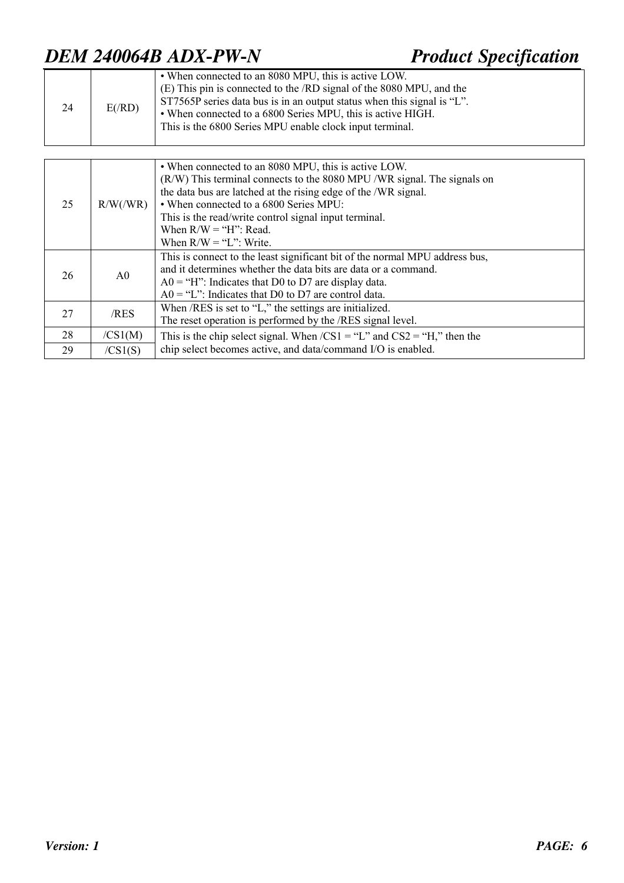| | | |
|---|---|---|
| 24 | E(/RD) | • When connected to an 8080 MPU, this is active LOW.<br>(E) This pin is connected to the /RD signal of the 8080 MPU, and the ST7565P series data bus is in an output status when this signal is "L".<br>• When connected to a 6800 Series MPU, this is active HIGH.<br>This is the 6800 Series MPU enable clock input terminal. |
| 25 | R/W(/WR) | • When connected to an 8080 MPU, this is active LOW.<br>(R/W) This terminal connects to the 8080 MPU /WR signal. The signals on the data bus are latched at the rising edge of the /WR signal.<br>• When connected to a 6800 Series MPU:<br>This is the read/write control signal input terminal.<br>When R/W = "H": Read.<br>When R/W = "L": Write. |
| 26 | A0 | This is connect to the least significant bit of the normal MPU address bus, and it determines whether the data bits are data or a command.<br>A0 = "H": Indicates that D0 to D7 are display data.<br>A0 = "L": Indicates that D0 to D7 are control data. |
| 27 | /RES | When /RES is set to "L," the settings are initialized.<br>The reset operation is performed by the /RES signal level. |
| 28 | /CS1(M) | This is the chip select signal. When /CS1 = "L" and CS2 = "H," then the chip select becomes active, and data/command I/O is enabled. |
| 29 | /CS1(S) | |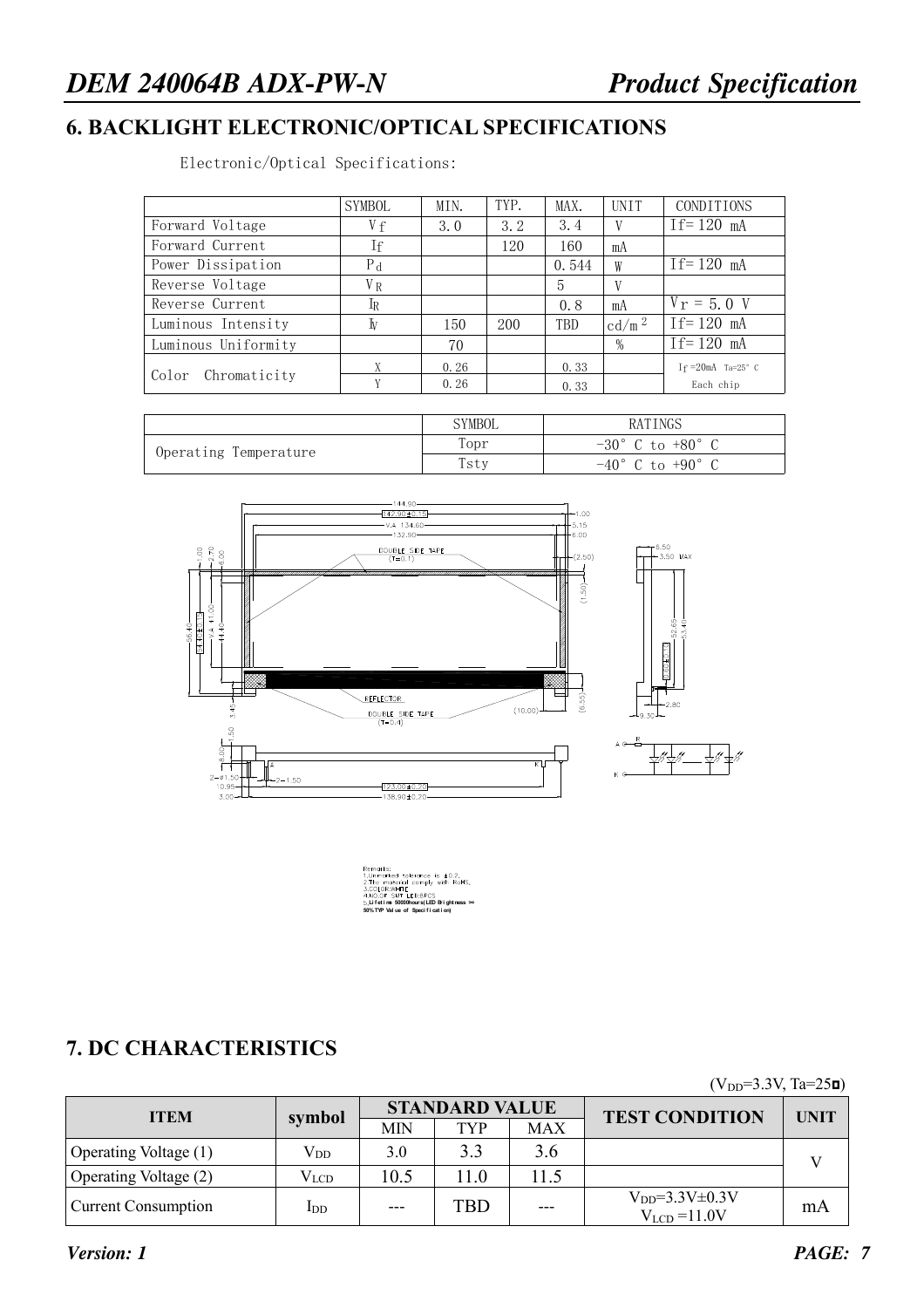## 6. BACKLIGHT ELECTRONIC/OPTICAL SPECIFICATIONS

Electronic/Optical Specifications:

| | SYMBOL | MIN. | TYP. | MAX. | UNIT | CONDITIONS |
|---|---|---|---|---|---|---|
| Forward Voltage | $V_f$ | 3.0 | 3.2 | 3.4 | V | If= 120 mA |
| Forward Current | If | | 120 | 160 | mA | |
| Power Dissipation | $P_d$ | | | 0.544 | W | If= 120 mA |
| Reverse Voltage | $V_R$ | | | 5 | V | |
| Reverse Current | $I_R$ | | | 0.8 | mA | $V_r$ = 5.0 V |
| Luminous Intensity | $I_V$ | 150 | 200 | TBD | cd/m² | If= 120 mA |
| Luminous Uniformity | | 70 | | | % | If= 120 mA |
| Color Chromaticity | X | 0.26 | | 0.33 | | If =20mA Ta=25° C Each chip |
| | Y | 0.26 | | 0.33 | | |

| | SYMBOL | RATINGS |
|---|---|---|
| Operating Temperature | Topr | -30° C to +80° C |
| | Tsty | -40° C to +90° C |

Remarks:
1. Unmarked tolerance is ±0.2.
2. The material comply with RoHS.
3. COLOR:WHITE
4. NO. OF SMT LED:8PCS
5. Lifetime 50000hours(LED Brightness >= 50% TYP Value of Specification)

## 7. DC CHARACTERISTICS

($V_{DD}$=3.3V, Ta=25°C)

| ITEM | symbol | STANDARD VALUE | | | TEST CONDITION | UNIT |
|---|---|---|---|---|---|---|
| | | MIN | TYP | MAX | | |
| Operating Voltage (1) | $V_{DD}$ | 3.0 | 3.3 | 3.6 | | V |
| Operating Voltage (2) | $V_{LCD}$ | 10.5 | 11.0 | 11.5 | | |
| Current Consumption | $I_{DD}$ | --- | TBD | --- | $V_{DD}$=3.3V±0.3V $V_{LCD}$ =11.0V | mA |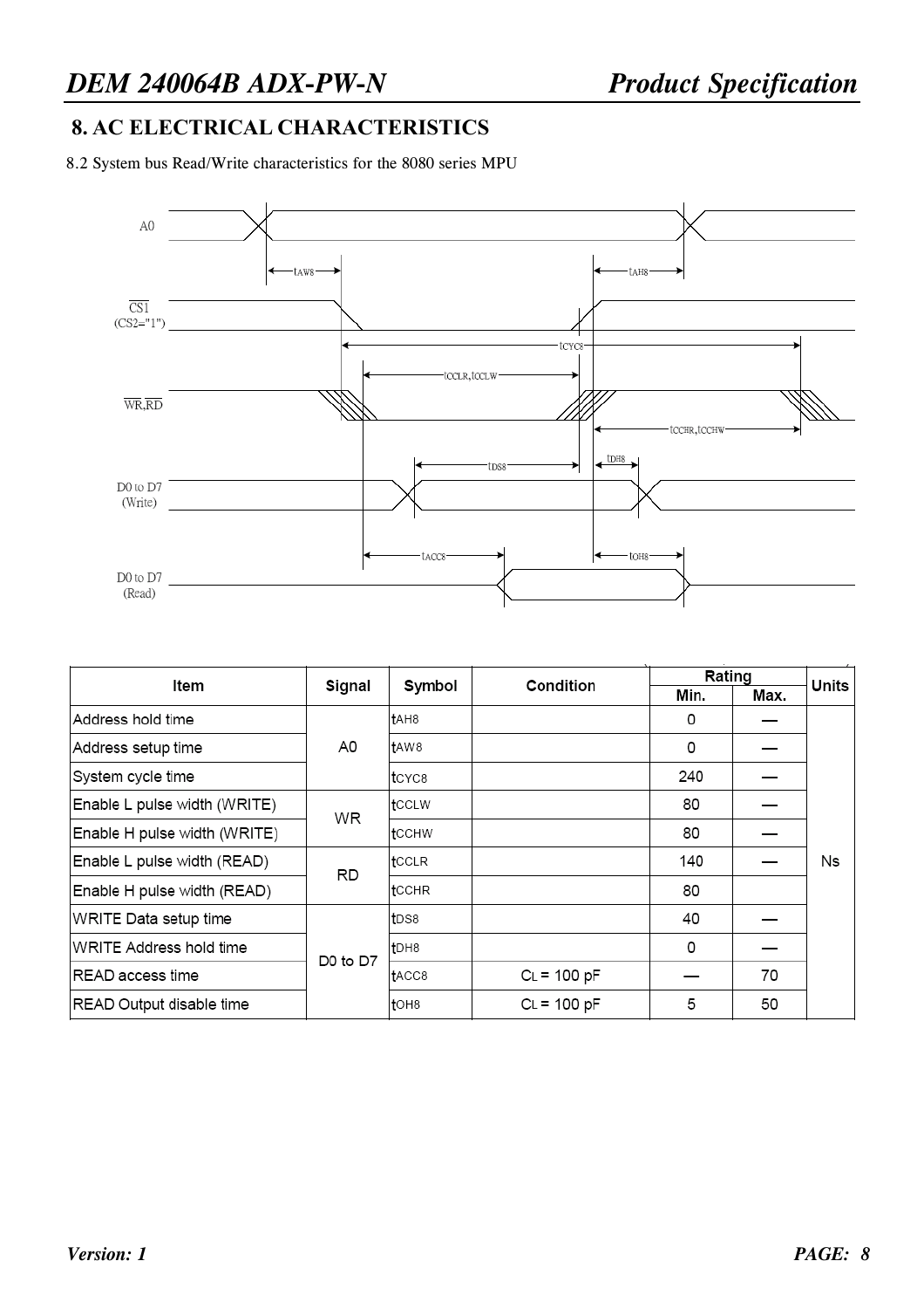## 8. AC ELECTRICAL CHARACTERISTICS

8.2 System bus Read/Write characteristics for the 8080 series MPU

| Item | Signal | Symbol | Condition | Rating | | Units |
|---|---|---|---|---|---|---|
| | | | | Min. | Max. | |
| Address hold time | A0 | $t_{AH8}$ | | 0 | — | Ns |
| Address setup time | | $t_{AW8}$ | | 0 | — | |
| System cycle time | | $t_{CYC8}$ | | 240 | — | |
| Enable L pulse width (WRITE) | WR | $t_{CCLW}$ | | 80 | — | |
| Enable H pulse width (WRITE) | | $t_{CCHW}$ | | 80 | — | |
| Enable L pulse width (READ) | RD | $t_{CCLR}$ | | 140 | — | |
| Enable H pulse width (READ) | | $t_{CCHR}$ | | 80 | | |
| WRITE Data setup time | D0 to D7 | $t_{DS8}$ | | 40 | — | |
| WRITE Address hold time | | $t_{DH8}$ | | 0 | — | |
| READ access time | | $t_{ACC8}$ | $C_L$ = 100 pF | — | 70 | |
| READ Output disable time | | $t_{OH8}$ | $C_L$ = 100 pF | 5 | 50 | |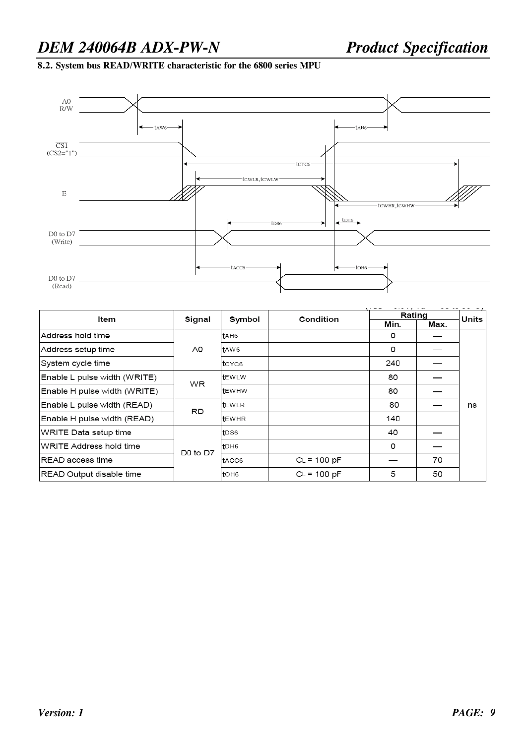### 8.2. System bus READ/WRITE characteristic for the 6800 series MPU

| Item | Signal | Symbol | Condition | Rating | | Units |
|---|---|---|---|---|---|---|
| | | | | Min. | Max. | |
| Address hold time | A0 | $t_{AH6}$ | | 0 | — | ns |
| Address setup time | | $t_{AW6}$ | | 0 | — | |
| System cycle time | | $t_{CYC6}$ | | 240 | — | |
| Enable L pulse width (WRITE) | WR | $t_{EWLW}$ | | 80 | — | |
| Enable H pulse width (WRITE) | | $t_{EWHW}$ | | 80 | — | |
| Enable L pulse width (READ) | RD | $t_{EWLR}$ | | 80 | — | |
| Enable H pulse width (READ) | | $t_{EWHR}$ | | 140 | | |
| WRITE Data setup time | D0 to D7 | $t_{DS6}$ | | 40 | — | |
| WRITE Address hold time | | $t_{DH6}$ | | 0 | — | |
| READ access time | | $t_{ACC6}$ | $C_L$ = 100 pF | — | 70 | |
| READ Output disable time | | $t_{OH6}$ | $C_L$ = 100 pF | 5 | 50 | |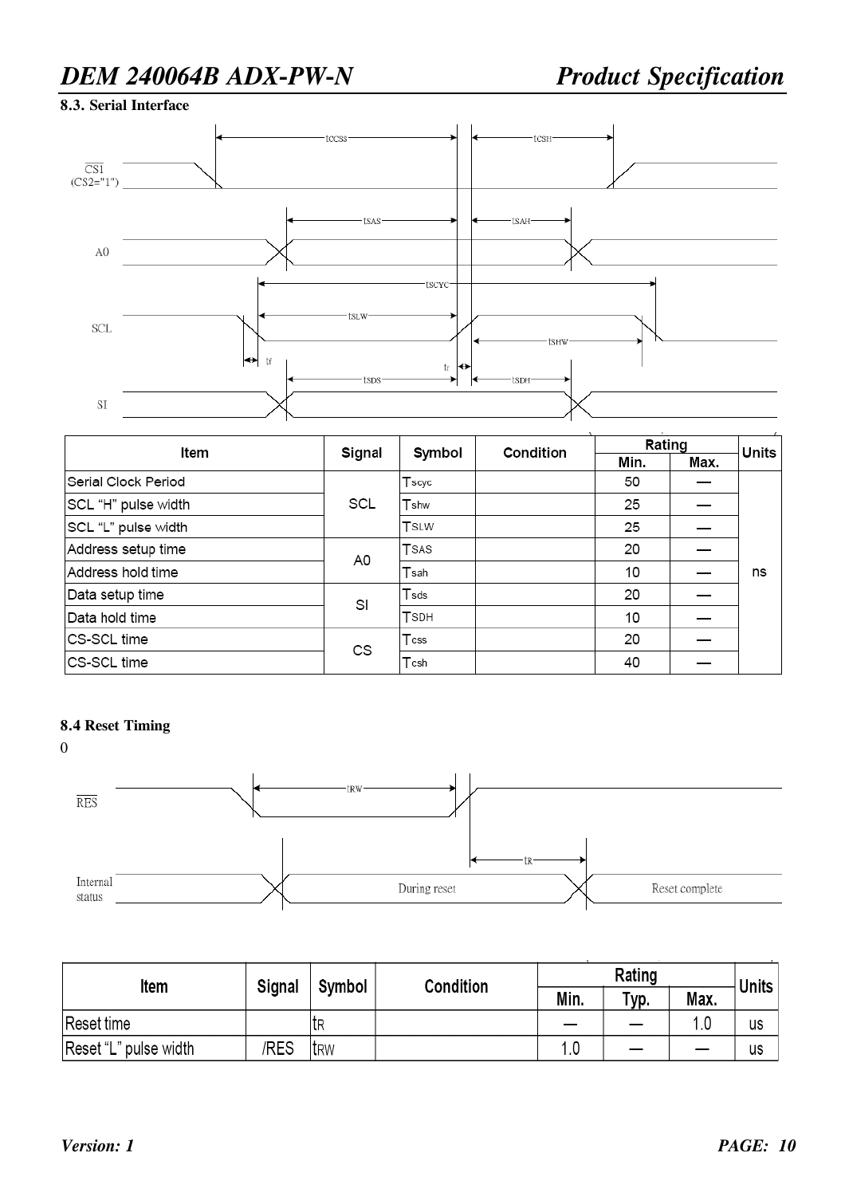### 8.3. Serial Interface

| Item | Signal | Symbol | Condition | Rating | | Units |
|---|---|---|---|---|---|---|
| | | | | Min. | Max. | |
| Serial Clock Period | SCL | $T_{scyc}$ | | 50 | — | ns |
| SCL "H" pulse width | | $T_{shw}$ | | 25 | — | |
| SCL "L" pulse width | | $T_{SLW}$ | | 25 | — | |
| Address setup time | A0 | $T_{SAS}$ | | 20 | — | |
| Address hold time | | $T_{sah}$ | | 10 | — | |
| Data setup time | SI | $T_{sds}$ | | 20 | — | |
| Data hold time | | $T_{SDH}$ | | 10 | — | |
| CS-SCL time | CS | $T_{css}$ | | 20 | — | |
| CS-SCL time | | $T_{csh}$ | | 40 | — | |

### 8.4 Reset Timing

0

| Item | Signal | Symbol | Condition | Rating | | | Units |
|---|---|---|---|---|---|---|---|
| | | | | Min. | Typ. | Max. | |
| Reset time | | $t_R$ | | — | — | 1.0 | us |
| Reset "L" pulse width | /RES | $t_{RW}$ | | 1.0 | — | — | us |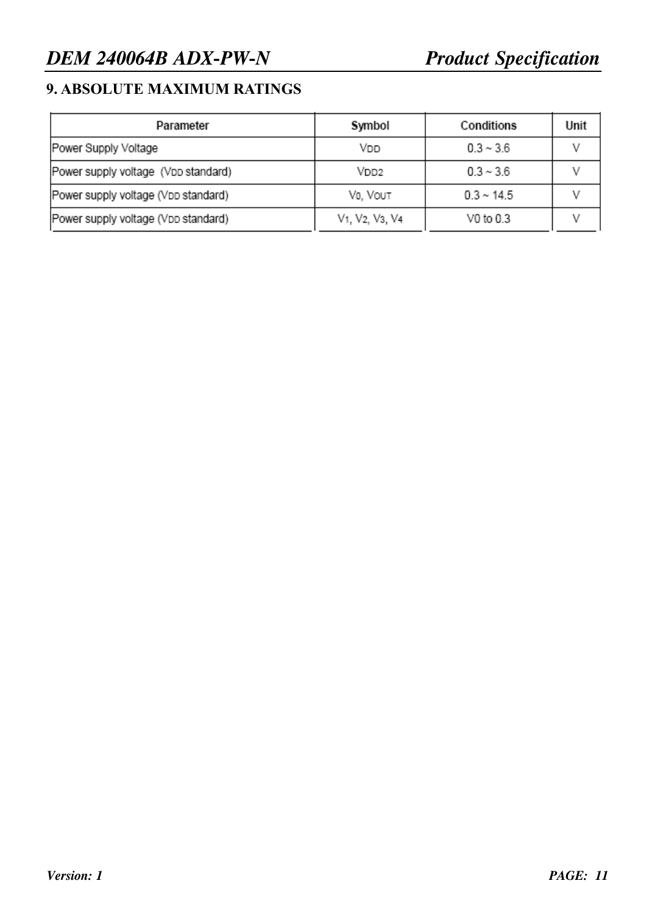## 9. ABSOLUTE MAXIMUM RATINGS

| Parameter | Symbol | Conditions | Unit |
|---|---|---|---|
| Power Supply Voltage | $V_{DD}$ | 0.3 ~ 3.6 | V |
| Power supply voltage ($V_{DD}$ standard) | $V_{DD2}$ | 0.3 ~ 3.6 | V |
| Power supply voltage ($V_{DD}$ standard) | $V_0$, $V_{OUT}$ | 0.3 ~ 14.5 | V |
| Power supply voltage ($V_{DD}$ standard) | $V_1$, $V_2$, $V_3$, $V_4$ | V0 to 0.3 | V |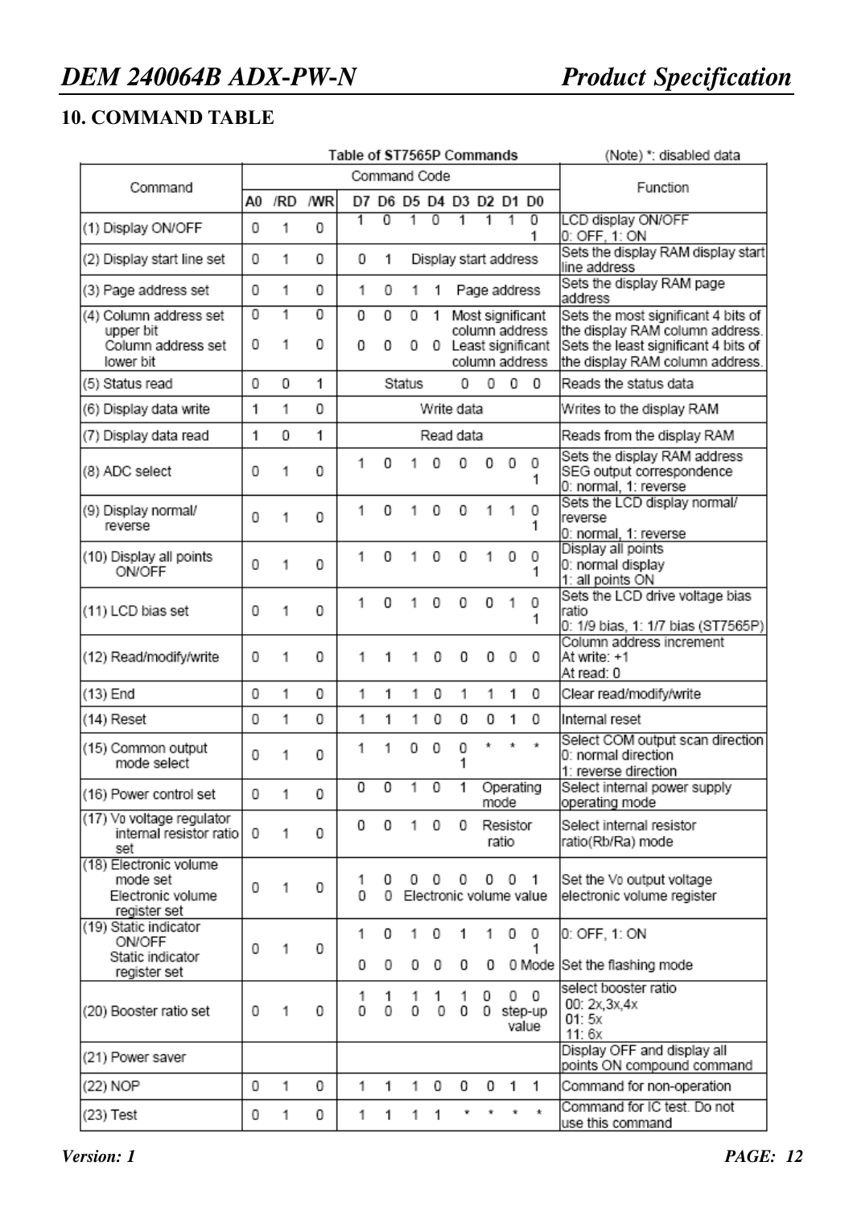## 10. COMMAND TABLE

Table of ST7565P Commands (Note) *: disabled data

| Command | Command Code | | | | | | | | | | | Function |
|---|---|---|---|---|---|---|---|---|---|---|---|---|
| | A0 | /RD | /WR | D7 | D6 | D5 | D4 | D3 | D2 | D1 | D0 | |
| (1) Display ON/OFF | 0 | 1 | 0 | 1 | 0 | 1 | 0 | 1 | 1 | 1 | 0<br>1 | LCD display ON/OFF<br>0: OFF, 1: ON |
| (2) Display start line set | 0 | 1 | 0 | 0 | 1 | Display start address | | | | | | Sets the display RAM display start line address |
| (3) Page address set | 0 | 1 | 0 | 1 | 0 | 1 | 1 | Page address | | | | Sets the display RAM page address |
| (4) Column address set upper bit<br>Column address set lower bit | 0<br>0 | 1<br>1 | 0<br>0 | 0<br>0 | 0<br>0 | 0<br>0 | 1<br>0 | Most significant column address<br>Least significant column address | | | | Sets the most significant 4 bits of the display RAM column address.<br>Sets the least significant 4 bits of the display RAM column address. |
| (5) Status read | 0 | 0 | 1 | Status | | | | 0 | 0 | 0 | 0 | Reads the status data |
| (6) Display data write | 1 | 1 | 0 | Write data | | | | | | | | Writes to the display RAM |
| (7) Display data read | 1 | 0 | 1 | Read data | | | | | | | | Reads from the display RAM |
| (8) ADC select | 0 | 1 | 0 | 1 | 0 | 1 | 0 | 0 | 0 | 0 | 0<br>1 | Sets the display RAM address SEG output correspondence<br>0: normal, 1: reverse |
| (9) Display normal/ reverse | 0 | 1 | 0 | 1 | 0 | 1 | 0 | 0 | 1 | 1 | 0<br>1 | Sets the LCD display normal/ reverse<br>0: normal, 1: reverse |
| (10) Display all points ON/OFF | 0 | 1 | 0 | 1 | 0 | 1 | 0 | 0 | 1 | 0 | 0<br>1 | Display all points<br>0: normal display<br>1: all points ON |
| (11) LCD bias set | 0 | 1 | 0 | 1 | 0 | 1 | 0 | 0 | 0 | 1 | 0<br>1 | Sets the LCD drive voltage bias ratio<br>0: 1/9 bias, 1: 1/7 bias (ST7565P) |
| (12) Read/modify/write | 0 | 1 | 0 | 1 | 1 | 1 | 0 | 0 | 0 | 0 | 0 | Column address increment<br>At write: +1<br>At read: 0 |
| (13) End | 0 | 1 | 0 | 1 | 1 | 1 | 0 | 1 | 1 | 1 | 0 | Clear read/modify/write |
| (14) Reset | 0 | 1 | 0 | 1 | 1 | 1 | 0 | 0 | 0 | 1 | 0 | Internal reset |
| (15) Common output mode select | 0 | 1 | 0 | 1 | 1 | 0 | 0 | 0<br>1 | * | * | * | Select COM output scan direction<br>0: normal direction<br>1: reverse direction |
| (16) Power control set | 0 | 1 | 0 | 0 | 0 | 1 | 0 | 1 | Operating mode | | | Select internal power supply operating mode |
| (17) $V_0$ voltage regulator internal resistor ratio set | 0 | 1 | 0 | 0 | 0 | 1 | 0 | 0 | Resistor ratio | | | Select internal resistor ratio(Rb/Ra) mode |
| (18) Electronic volume mode set<br>Electronic volume register set | 0 | 1 | 0 | 1<br>0 | 0<br>0 | 0<br>Electronic volume value | 0 | 0 | 0 | 0 | 1 | Set the $V_0$ output voltage electronic volume register |
| (19) Static indicator ON/OFF<br>Static indicator register set | 0 | 1 | 0 | 1<br>0 | 0<br>0 | 1<br>0 | 0<br>0 | 1<br>0 | 1<br>0 | 0<br>0 | 0<br>1<br>Mode | 0: OFF, 1: ON<br>Set the flashing mode |
| (20) Booster ratio set | 0 | 1 | 0 | 1<br>0 | 1<br>0 | 1<br>0 | 1<br>0 | 1<br>0 | 0<br>0 | 0<br>step-up value | 0 | select booster ratio<br>00: 2x,3x,4x<br>01: 5x<br>11: 6x |
| (21) Power saver | | | | | | | | | | | | Display OFF and display all points ON compound command |
| (22) NOP | 0 | 1 | 0 | 1 | 1 | 1 | 0 | 0 | 0 | 1 | 1 | Command for non-operation |
| (23) Test | 0 | 1 | 0 | 1 | 1 | 1 | 1 | * | * | * | * | Command for IC test. Do not use this command |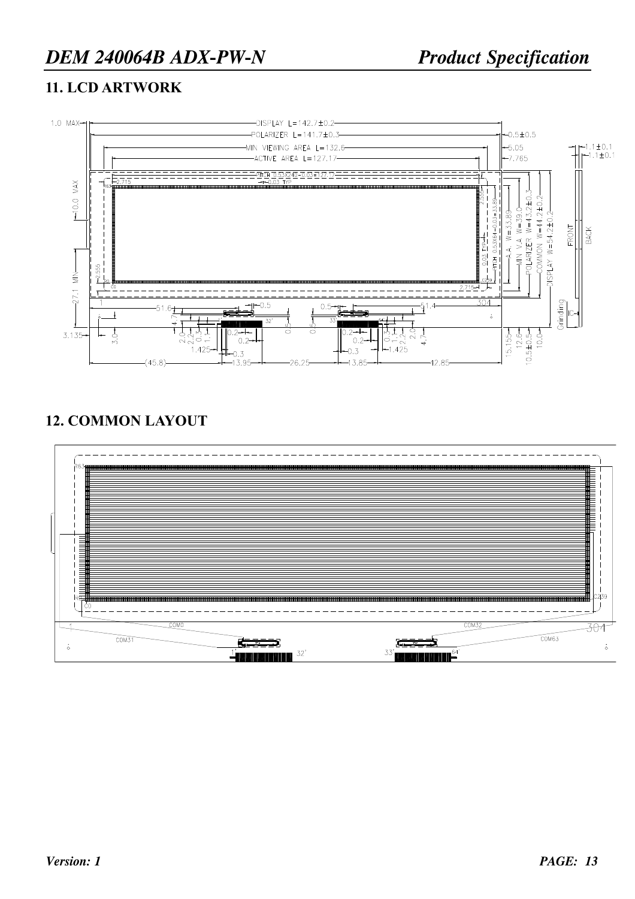## 11. LCD ARTWORK

## 12. COMMON LAYOUT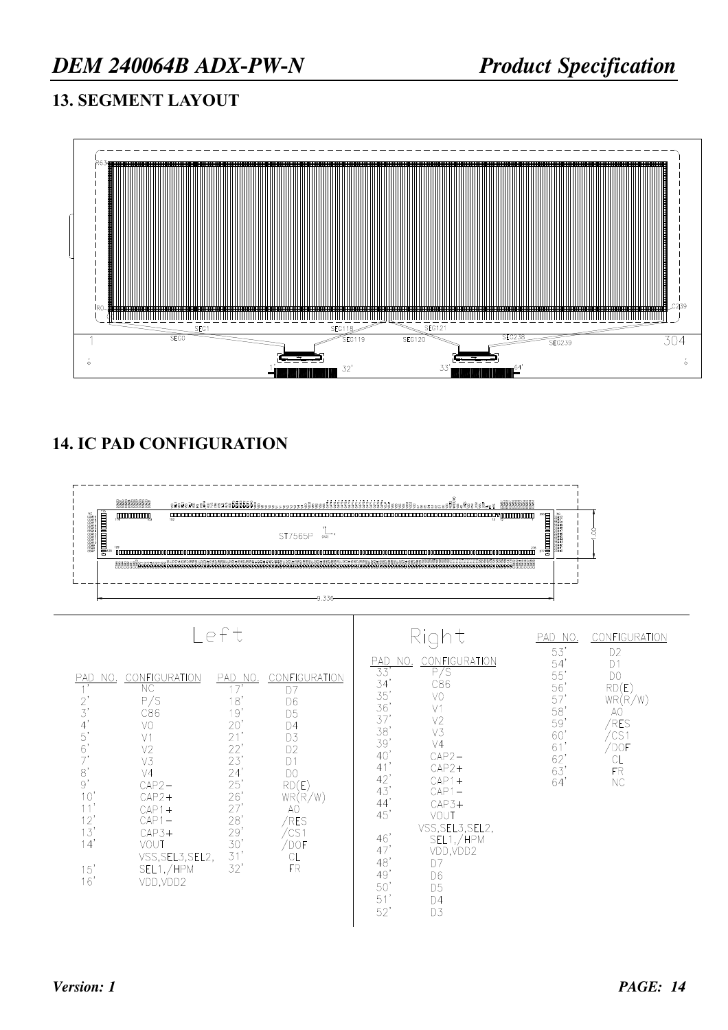## 13. SEGMENT LAYOUT

## 14. IC PAD CONFIGURATION

### Left

| PAD NO. | CONFIGURATION | PAD NO. | CONFIGURATION |
|---|---|---|---|
| 1' | NC | 17' | D7 |
| 2' | P/S | 18' | D6 |
| 3' | C86 | 19' | D5 |
| 4' | V0 | 20' | D4 |
| 5' | V1 | 21' | D3 |
| 6' | V2 | 22' | D2 |
| 7' | V3 | 23' | D1 |
| 8' | V4 | 24' | D0 |
| 9' | CAP2− | 25' | RD(E) |
| 10' | CAP2+ | 26' | WR(R/W) |
| 11' | CAP1+ | 27' | A0 |
| 12' | CAP1− | 28' | /RES |
| 13' | CAP3+ | 29' | /CS1 |
| 14' | VOUT | 30' | /DOF |
| 15' | VSS,SEL3,SEL2,SEL1,/HPM | 31' | CL |
| 16' | VDD,VDD2 | 32' | FR |

### Right

| PAD NO. | CONFIGURATION | PAD NO. | CONFIGURATION |
|---|---|---|---|
| 33' | P/S | 53' | D2 |
| 34' | C86 | 54' | D1 |
| 35' | V0 | 55' | D0 |
| 36' | V1 | 56' | RD(E) |
| 37' | V2 | 57' | WR(R/W) |
| 38' | V3 | 58' | A0 |
| 39' | V4 | 59' | /RES |
| 40' | CAP2− | 60' | /CS1 |
| 41' | CAP2+ | 61' | /DOF |
| 42' | CAP1+ | 62' | CL |
| 43' | CAP1− | 63' | FR |
| 44' | CAP3+ | 64' | NC |
| 45' | VOUT | | |
| 46' | VSS,SEL3,SEL2,SEL1,/HPM | | |
| 47' | VDD,VDD2 | | |
| 48' | D7 | | |
| 49' | D6 | | |
| 50' | D5 | | |
| 51' | D4 | | |
| 52' | D3 | | |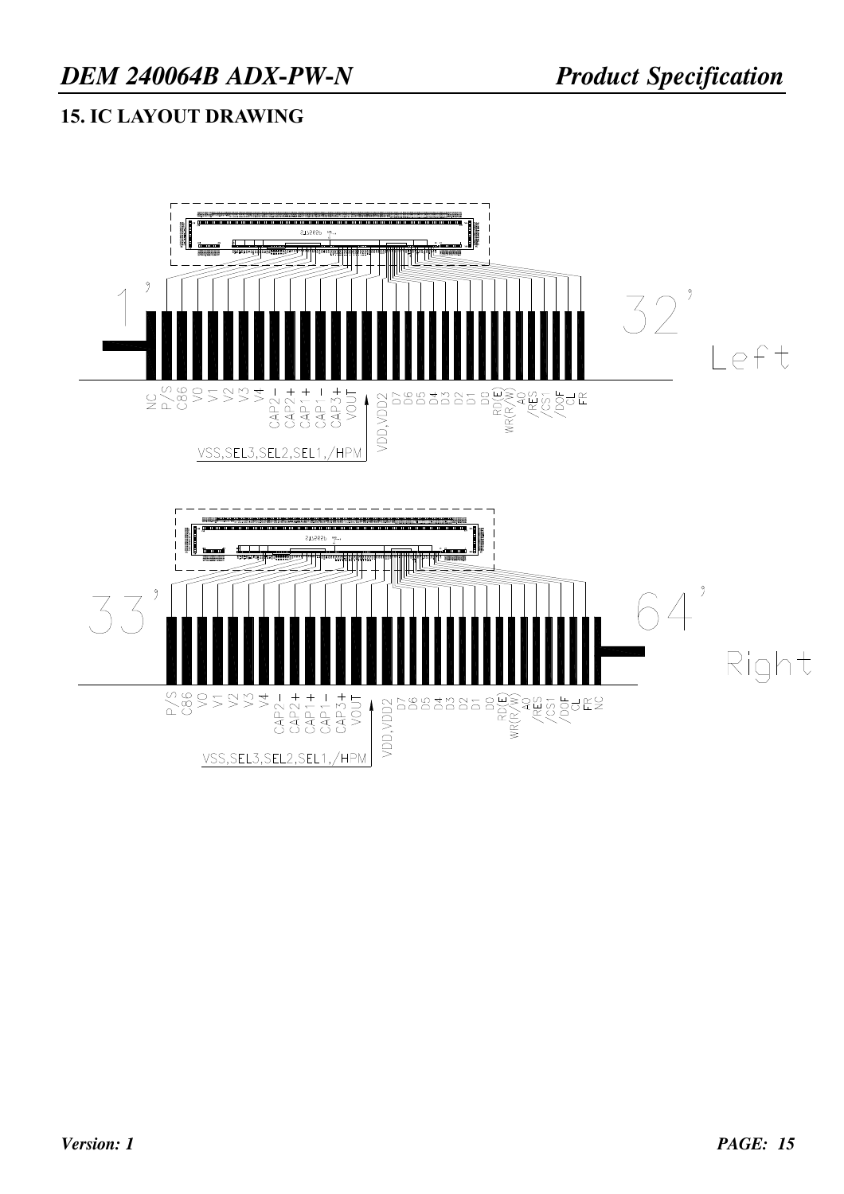## 15. IC LAYOUT DRAWING

1 32 Left

NC P/S C86 V0 V1 V2 V3 V4 CAP2- CAP2+ CAP1+ CAP1- CAP3+ VOUT VDD,VDD2 D7 D6 D5 D4 D3 D2 D1 D0 RD(E) WR(R/W) A0 /RES /CS1 /DOF CL FR

VSS,SEL3,SEL2,SEL1,/HPM

33 64 Right

P/S C86 V0 V1 V2 V3 V4 CAP2- CAP2+ CAP1+ CAP1- CAP3+ VOUT VDD,VDD2 D7 D6 D5 D4 D3 D2 D1 D0 RD(E) WR(R/W) A0 /RES /CS1 /DOF CL FR NC

VSS,SEL3,SEL2,SEL1,/HPM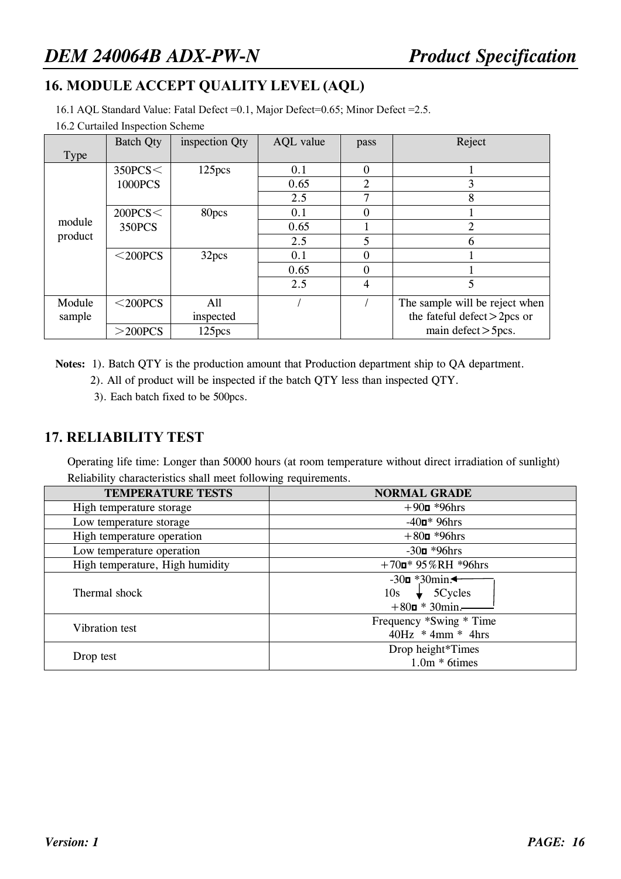## 16. MODULE ACCEPT QUALITY LEVEL (AQL)

16.1 AQL Standard Value: Fatal Defect =0.1, Major Defect=0.65; Minor Defect =2.5.

16.2 Curtailed Inspection Scheme

| Type | Batch Qty | inspection Qty | AQL value | pass | Reject |
|---|---|---|---|---|---|
| module product | 350PCS＜1000PCS | 125pcs | 0.1 | 0 | 1 |
| | | | 0.65 | 2 | 3 |
| | | | 2.5 | 7 | 8 |
| | 200PCS＜350PCS | 80pcs | 0.1 | 0 | 1 |
| | | | 0.65 | 1 | 2 |
| | | | 2.5 | 5 | 6 |
| | ＜200PCS | 32pcs | 0.1 | 0 | 1 |
| | | | 0.65 | 0 | 1 |
| | | | 2.5 | 4 | 5 |
| Module sample | ＜200PCS | All inspected | / | / | The sample will be reject when the fateful defect＞2pcs or main defect＞5pcs. |
| | ＞200PCS | 125pcs | | | |

**Notes:** 1). Batch QTY is the production amount that Production department ship to QA department.
2). All of product will be inspected if the batch QTY less than inspected QTY.
3). Each batch fixed to be 500pcs.

## 17. RELIABILITY TEST

Operating life time: Longer than 50000 hours (at room temperature without direct irradiation of sunlight)
Reliability characteristics shall meet following requirements.

| TEMPERATURE TESTS | NORMAL GRADE |
|---|---|
| High temperature storage | ＋90℃ *96hrs |
| Low temperature storage | -40℃* 96hrs |
| High temperature operation | ＋80℃ *96hrs |
| Low temperature operation | -30℃ *96hrs |
| High temperature, High humidity | ＋70℃* 95％RH *96hrs |
| Thermal shock | -30℃ *30min. 10s 5Cycles ＋80℃ * 30min. |
| Vibration test | Frequency *Swing * Time 40Hz * 4mm * 4hrs |
| Drop test | Drop height*Times 1.0m * 6times |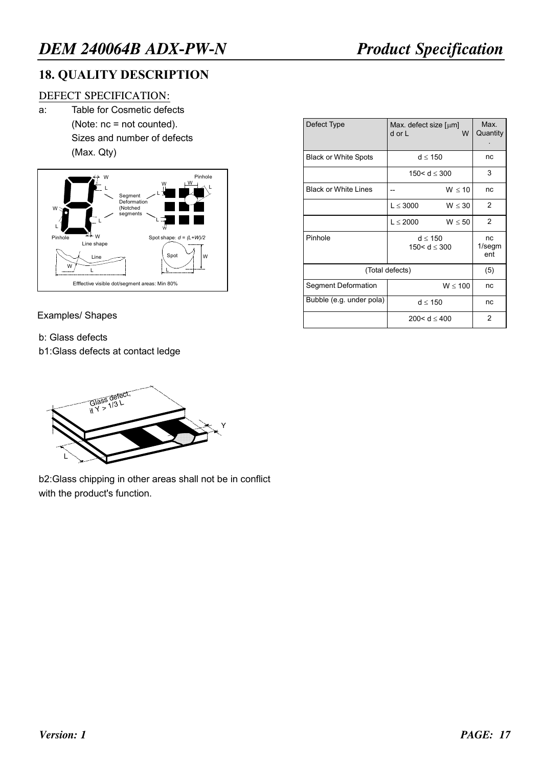## 18. QUALITY DESCRIPTION

DEFECT SPECIFICATION:

a: Table for Cosmetic defects
(Note: nc = not counted).
Sizes and number of defects
(Max. Qty)

| Defect Type | Max. defect size [μm] d or L | W | Max. Quantity |
|---|---|---|---|
| Black or White Spots | d ≤ 150 | | nc |
| | 150< d ≤ 300 | | 3 |
| Black or White Lines | -- | W ≤ 10 | nc |
| | L ≤ 3000 | W ≤ 30 | 2 |
| | L ≤ 2000 | W ≤ 50 | 2 |
| Pinhole | d ≤ 150<br>150< d ≤ 300 | | nc<br>1/segment |
| (Total defects) | | | (5) |
| Segment Deformation | | W ≤ 100 | nc |
| Bubble (e.g. under pola) | d ≤ 150 | | nc |
| | 200< d ≤ 400 | | 2 |

Examples/ Shapes

b: Glass defects

b1:Glass defects at contact ledge

b2:Glass chipping in other areas shall not be in conflict with the product's function.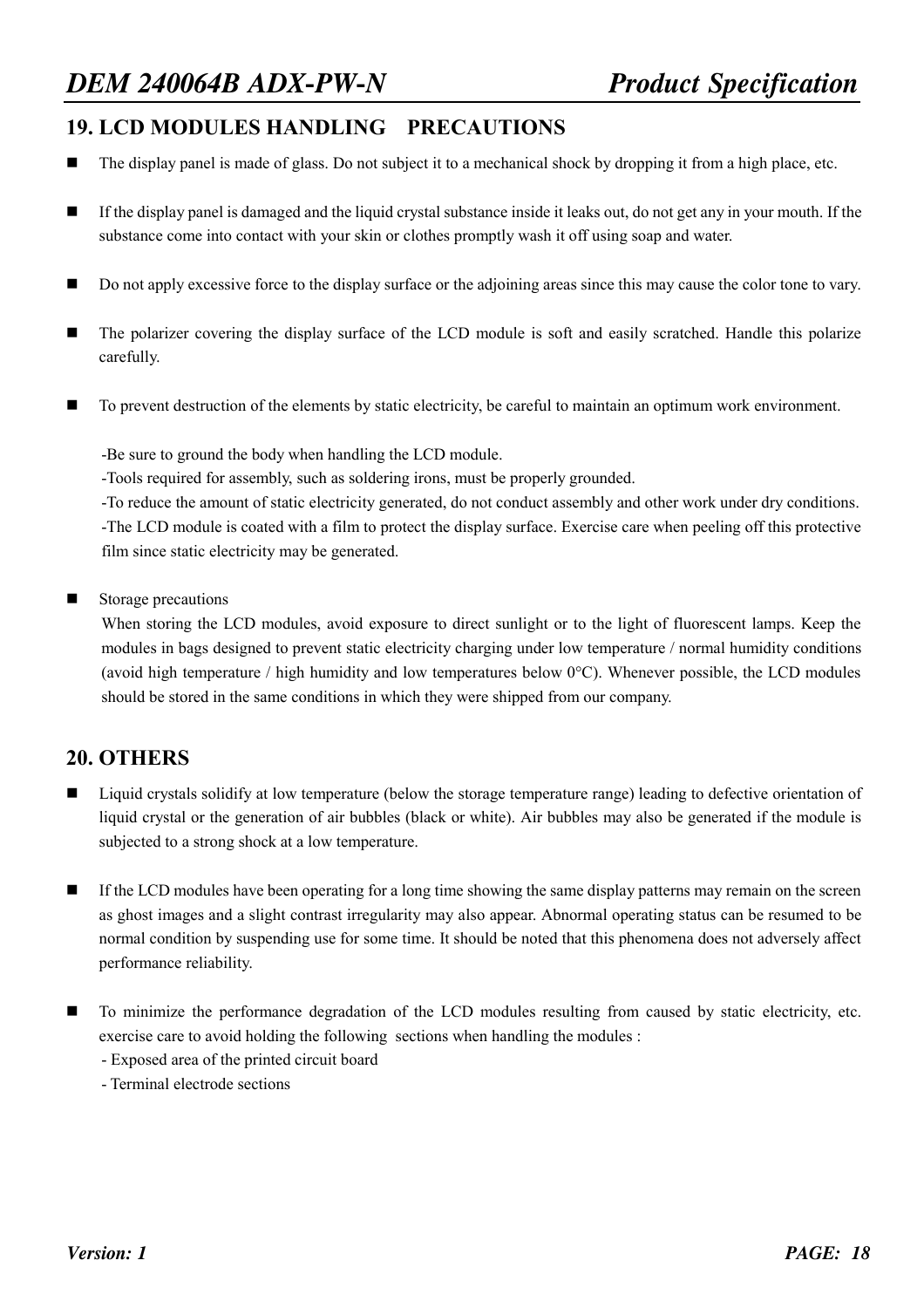## 19. LCD MODULES HANDLING　PRECAUTIONS

- The display panel is made of glass. Do not subject it to a mechanical shock by dropping it from a high place, etc.

- If the display panel is damaged and the liquid crystal substance inside it leaks out, do not get any in your mouth. If the substance come into contact with your skin or clothes promptly wash it off using soap and water.

- Do not apply excessive force to the display surface or the adjoining areas since this may cause the color tone to vary.

- The polarizer covering the display surface of the LCD module is soft and easily scratched. Handle this polarize carefully.

- To prevent destruction of the elements by static electricity, be careful to maintain an optimum work environment.

  -Be sure to ground the body when handling the LCD module.
  -Tools required for assembly, such as soldering irons, must be properly grounded.
  -To reduce the amount of static electricity generated, do not conduct assembly and other work under dry conditions.
  -The LCD module is coated with a film to protect the display surface. Exercise care when peeling off this protective film since static electricity may be generated.

- Storage precautions
  When storing the LCD modules, avoid exposure to direct sunlight or to the light of fluorescent lamps. Keep the modules in bags designed to prevent static electricity charging under low temperature / normal humidity conditions (avoid high temperature / high humidity and low temperatures below 0°C). Whenever possible, the LCD modules should be stored in the same conditions in which they were shipped from our company.

## 20. OTHERS

- Liquid crystals solidify at low temperature (below the storage temperature range) leading to defective orientation of liquid crystal or the generation of air bubbles (black or white). Air bubbles may also be generated if the module is subjected to a strong shock at a low temperature.

- If the LCD modules have been operating for a long time showing the same display patterns may remain on the screen as ghost images and a slight contrast irregularity may also appear. Abnormal operating status can be resumed to be normal condition by suspending use for some time. It should be noted that this phenomena does not adversely affect performance reliability.

- To minimize the performance degradation of the LCD modules resulting from caused by static electricity, etc. exercise care to avoid holding the following sections when handling the modules :
  - Exposed area of the printed circuit board
  - Terminal electrode sections